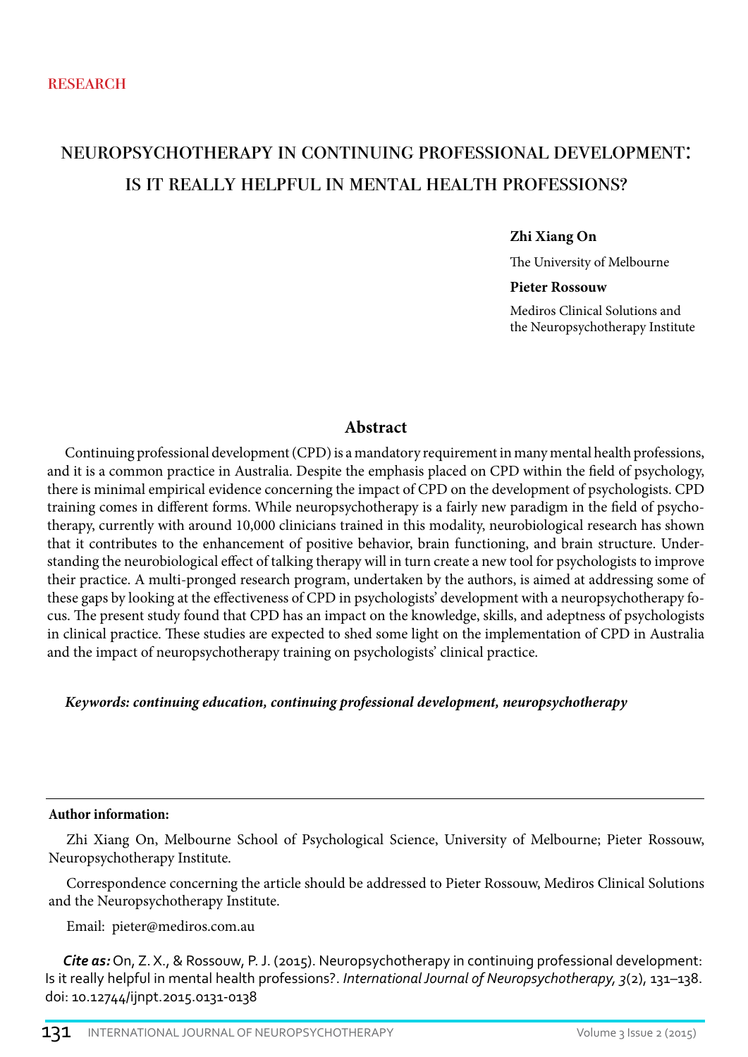RESEARCH

# Neuropsychotherapy in Continuing Professional Development: Is It Really Helpful in Mental Health Professions?

**Zhi Xiang On**

The University of Melbourne

**Pieter Rossouw**

Mediros Clinical Solutions and the Neuropsychotherapy Institute

## Abstract

Continuing professional development (CPD) is a mandatory requirement in many mental health professions, and it is a common practice in Australia. Despite the emphasis placed on CPD within the field of psychology, there is minimal empirical evidence concerning the impact of CPD on the development of psychologists. CPD training comes in different forms. While neuropsychotherapy is a fairly new paradigm in the field of psychotherapy, currently with around 10,000 clinicians trained in this modality, neurobiological research has shown that it contributes to the enhancement of positive behavior, brain functioning, and brain structure. Understanding the neurobiological effect of talking therapy will in turn create a new tool for psychologists to improve their practice. A multi-pronged research program, undertaken by the authors, is aimed at addressing some of these gaps by looking at the effectiveness of CPD in psychologists' development with a neuropsychotherapy focus. The present study found that CPD has an impact on the knowledge, skills, and adeptness of psychologists in clinical practice. These studies are expected to shed some light on the implementation of CPD in Australia and the impact of neuropsychotherapy training on psychologists' clinical practice.

***Keywords: continuing education, continuing professional development, neuropsychotherapy***

---

**Author information:**

Zhi Xiang On, Melbourne School of Psychological Science, University of Melbourne; Pieter Rossouw, Neuropsychotherapy Institute.

Correspondence concerning the article should be addressed to Pieter Rossouw, Mediros Clinical Solutions and the Neuropsychotherapy Institute.

Email: pieter@mediros.com.au

***Cite as:*** On, Z. X., & Rossouw, P. J. (2015). Neuropsychotherapy in continuing professional development: Is it really helpful in mental health professions?. *International Journal of Neuropsychotherapy, 3*(2), 131–138. doi: 10.12744/ijnpt.2015.0131-0138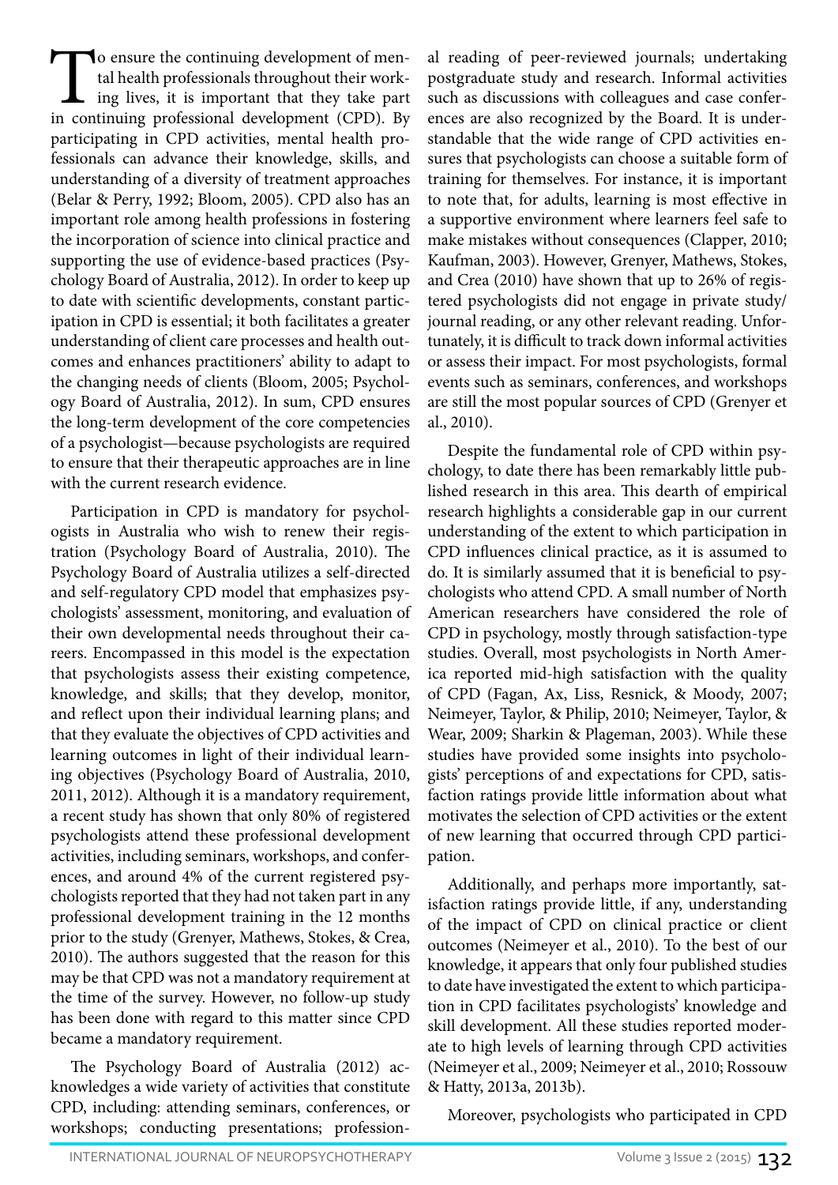To ensure the continuing development of mental health professionals throughout their working lives, it is important that they take part in continuing professional development (CPD). By participating in CPD activities, mental health professionals can advance their knowledge, skills, and understanding of a diversity of treatment approaches (Belar & Perry, 1992; Bloom, 2005). CPD also has an important role among health professions in fostering the incorporation of science into clinical practice and supporting the use of evidence-based practices (Psychology Board of Australia, 2012). In order to keep up to date with scientific developments, constant participation in CPD is essential; it both facilitates a greater understanding of client care processes and health outcomes and enhances practitioners' ability to adapt to the changing needs of clients (Bloom, 2005; Psychology Board of Australia, 2012). In sum, CPD ensures the long-term development of the core competencies of a psychologist—because psychologists are required to ensure that their therapeutic approaches are in line with the current research evidence.

Participation in CPD is mandatory for psychologists in Australia who wish to renew their registration (Psychology Board of Australia, 2010). The Psychology Board of Australia utilizes a self-directed and self-regulatory CPD model that emphasizes psychologists' assessment, monitoring, and evaluation of their own developmental needs throughout their careers. Encompassed in this model is the expectation that psychologists assess their existing competence, knowledge, and skills; that they develop, monitor, and reflect upon their individual learning plans; and that they evaluate the objectives of CPD activities and learning outcomes in light of their individual learning objectives (Psychology Board of Australia, 2010, 2011, 2012). Although it is a mandatory requirement, a recent study has shown that only 80% of registered psychologists attend these professional development activities, including seminars, workshops, and conferences, and around 4% of the current registered psychologists reported that they had not taken part in any professional development training in the 12 months prior to the study (Grenyer, Mathews, Stokes, & Crea, 2010). The authors suggested that the reason for this may be that CPD was not a mandatory requirement at the time of the survey. However, no follow-up study has been done with regard to this matter since CPD became a mandatory requirement.

The Psychology Board of Australia (2012) acknowledges a wide variety of activities that constitute CPD, including: attending seminars, conferences, or workshops; conducting presentations; professional reading of peer-reviewed journals; undertaking postgraduate study and research. Informal activities such as discussions with colleagues and case conferences are also recognized by the Board. It is understandable that the wide range of CPD activities ensures that psychologists can choose a suitable form of training for themselves. For instance, it is important to note that, for adults, learning is most effective in a supportive environment where learners feel safe to make mistakes without consequences (Clapper, 2010; Kaufman, 2003). However, Grenyer, Mathews, Stokes, and Crea (2010) have shown that up to 26% of registered psychologists did not engage in private study/journal reading, or any other relevant reading. Unfortunately, it is difficult to track down informal activities or assess their impact. For most psychologists, formal events such as seminars, conferences, and workshops are still the most popular sources of CPD (Grenyer et al., 2010).

Despite the fundamental role of CPD within psychology, to date there has been remarkably little published research in this area. This dearth of empirical research highlights a considerable gap in our current understanding of the extent to which participation in CPD influences clinical practice, as it is assumed to do. It is similarly assumed that it is beneficial to psychologists who attend CPD. A small number of North American researchers have considered the role of CPD in psychology, mostly through satisfaction-type studies. Overall, most psychologists in North America reported mid-high satisfaction with the quality of CPD (Fagan, Ax, Liss, Resnick, & Moody, 2007; Neimeyer, Taylor, & Philip, 2010; Neimeyer, Taylor, & Wear, 2009; Sharkin & Plageman, 2003). While these studies have provided some insights into psychologists' perceptions of and expectations for CPD, satisfaction ratings provide little information about what motivates the selection of CPD activities or the extent of new learning that occurred through CPD participation.

Additionally, and perhaps more importantly, satisfaction ratings provide little, if any, understanding of the impact of CPD on clinical practice or client outcomes (Neimeyer et al., 2010). To the best of our knowledge, it appears that only four published studies to date have investigated the extent to which participation in CPD facilitates psychologists' knowledge and skill development. All these studies reported moderate to high levels of learning through CPD activities (Neimeyer et al., 2009; Neimeyer et al., 2010; Rossouw & Hatty, 2013a, 2013b).

Moreover, psychologists who participated in CPD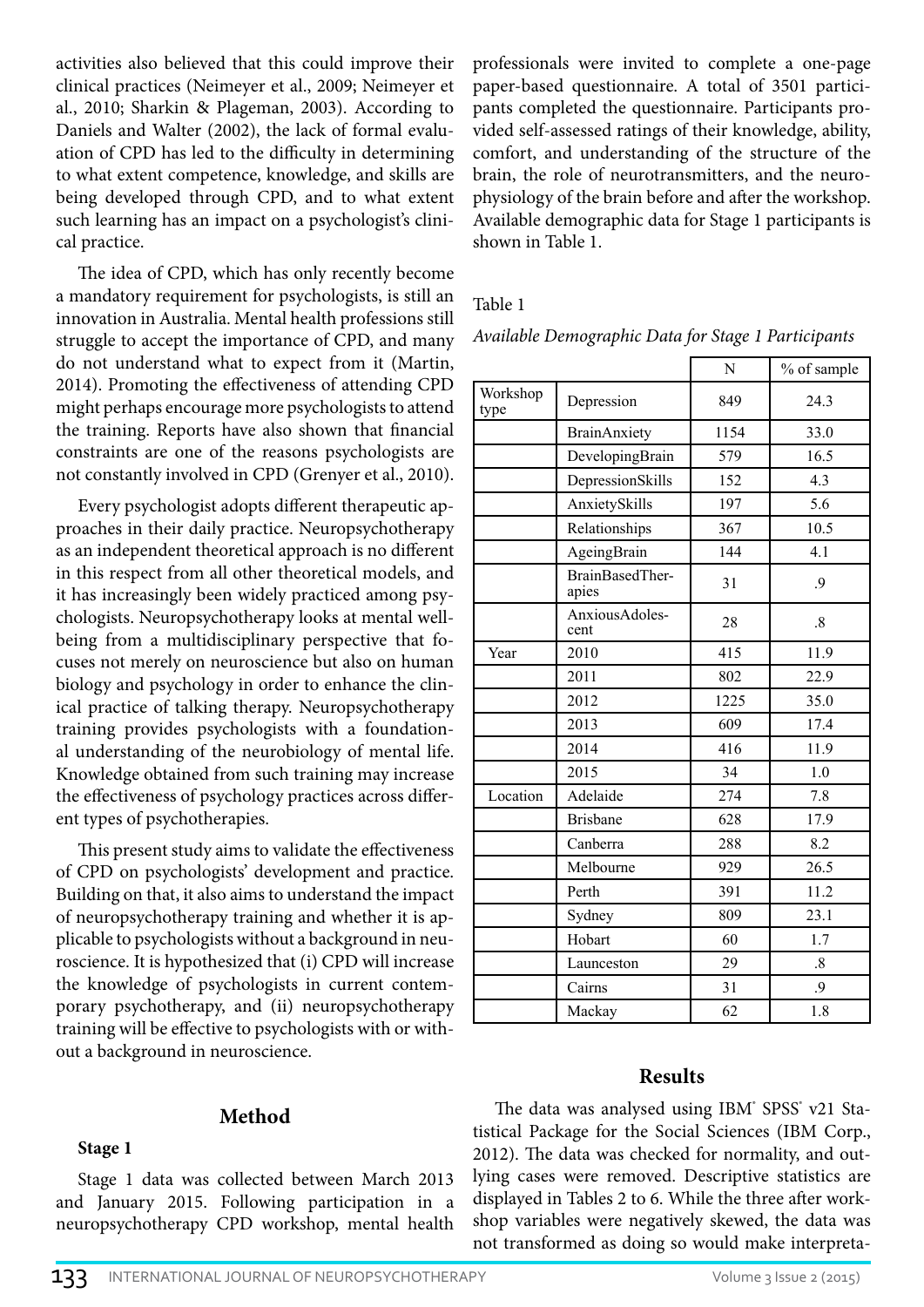activities also believed that this could improve their clinical practices (Neimeyer et al., 2009; Neimeyer et al., 2010; Sharkin & Plageman, 2003). According to Daniels and Walter (2002), the lack of formal evaluation of CPD has led to the difficulty in determining to what extent competence, knowledge, and skills are being developed through CPD, and to what extent such learning has an impact on a psychologist's clinical practice.

The idea of CPD, which has only recently become a mandatory requirement for psychologists, is still an innovation in Australia. Mental health professions still struggle to accept the importance of CPD, and many do not understand what to expect from it (Martin, 2014). Promoting the effectiveness of attending CPD might perhaps encourage more psychologists to attend the training. Reports have also shown that financial constraints are one of the reasons psychologists are not constantly involved in CPD (Grenyer et al., 2010).

Every psychologist adopts different therapeutic approaches in their daily practice. Neuropsychotherapy as an independent theoretical approach is no different in this respect from all other theoretical models, and it has increasingly been widely practiced among psychologists. Neuropsychotherapy looks at mental wellbeing from a multidisciplinary perspective that focuses not merely on neuroscience but also on human biology and psychology in order to enhance the clinical practice of talking therapy. Neuropsychotherapy training provides psychologists with a foundational understanding of the neurobiology of mental life. Knowledge obtained from such training may increase the effectiveness of psychology practices across different types of psychotherapies.

This present study aims to validate the effectiveness of CPD on psychologists' development and practice. Building on that, it also aims to understand the impact of neuropsychotherapy training and whether it is applicable to psychologists without a background in neuroscience. It is hypothesized that (i) CPD will increase the knowledge of psychologists in current contemporary psychotherapy, and (ii) neuropsychotherapy training will be effective to psychologists with or without a background in neuroscience.

## Method

### Stage 1

Stage 1 data was collected between March 2013 and January 2015. Following participation in a neuropsychotherapy CPD workshop, mental health professionals were invited to complete a one-page paper-based questionnaire. A total of 3501 participants completed the questionnaire. Participants provided self-assessed ratings of their knowledge, ability, comfort, and understanding of the structure of the brain, the role of neurotransmitters, and the neurophysiology of the brain before and after the workshop. Available demographic data for Stage 1 participants is shown in Table 1.

Table 1

*Available Demographic Data for Stage 1 Participants*

| | | N | % of sample |
|---|---|---|---|
| Workshop type | Depression | 849 | 24.3 |
| | BrainAnxiety | 1154 | 33.0 |
| | DevelopingBrain | 579 | 16.5 |
| | DepressionSkills | 152 | 4.3 |
| | AnxietySkills | 197 | 5.6 |
| | Relationships | 367 | 10.5 |
| | AgeingBrain | 144 | 4.1 |
| | BrainBasedTherapies | 31 | .9 |
| | AnxiousAdolescent | 28 | .8 |
| Year | 2010 | 415 | 11.9 |
| | 2011 | 802 | 22.9 |
| | 2012 | 1225 | 35.0 |
| | 2013 | 609 | 17.4 |
| | 2014 | 416 | 11.9 |
| | 2015 | 34 | 1.0 |
| Location | Adelaide | 274 | 7.8 |
| | Brisbane | 628 | 17.9 |
| | Canberra | 288 | 8.2 |
| | Melbourne | 929 | 26.5 |
| | Perth | 391 | 11.2 |
| | Sydney | 809 | 23.1 |
| | Hobart | 60 | 1.7 |
| | Launceston | 29 | .8 |
| | Cairns | 31 | .9 |
| | Mackay | 62 | 1.8 |

## Results

The data was analysed using IBM® SPSS® v21 Statistical Package for the Social Sciences (IBM Corp., 2012). The data was checked for normality, and outlying cases were removed. Descriptive statistics are displayed in Tables 2 to 6. While the three after workshop variables were negatively skewed, the data was not transformed as doing so would make interpreta-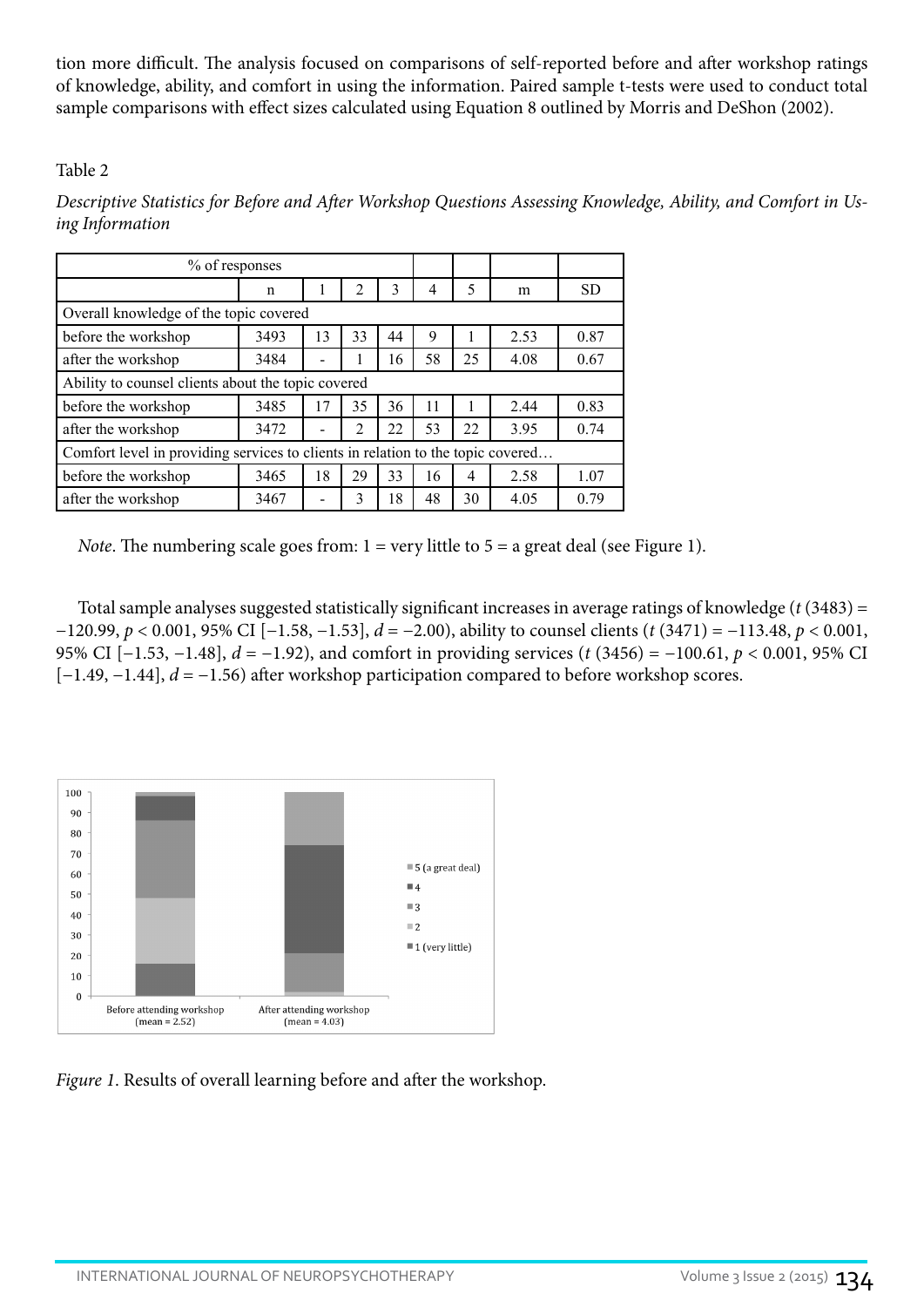tion more difficult. The analysis focused on comparisons of self-reported before and after workshop ratings of knowledge, ability, and comfort in using the information. Paired sample t-tests were used to conduct total sample comparisons with effect sizes calculated using Equation 8 outlined by Morris and DeShon (2002).

Table 2

*Descriptive Statistics for Before and After Workshop Questions Assessing Knowledge, Ability, and Comfort in Using Information*

| % of responses | | | | | | | | |
|---|---|---|---|---|---|---|---|---|
| | n | 1 | 2 | 3 | 4 | 5 | m | SD |
| Overall knowledge of the topic covered | | | | | | | | |
| before the workshop | 3493 | 13 | 33 | 44 | 9 | 1 | 2.53 | 0.87 |
| after the workshop | 3484 | - | 1 | 16 | 58 | 25 | 4.08 | 0.67 |
| Ability to counsel clients about the topic covered | | | | | | | | |
| before the workshop | 3485 | 17 | 35 | 36 | 11 | 1 | 2.44 | 0.83 |
| after the workshop | 3472 | - | 2 | 22 | 53 | 22 | 3.95 | 0.74 |
| Comfort level in providing services to clients in relation to the topic covered… | | | | | | | | |
| before the workshop | 3465 | 18 | 29 | 33 | 16 | 4 | 2.58 | 1.07 |
| after the workshop | 3467 | - | 3 | 18 | 48 | 30 | 4.05 | 0.79 |

*Note*. The numbering scale goes from: 1 = very little to 5 = a great deal (see Figure 1).

Total sample analyses suggested statistically significant increases in average ratings of knowledge ($t$ (3483) = −120.99, $p < 0.001$, 95% CI [−1.58, −1.53], $d = -2.00$), ability to counsel clients ($t$ (3471) = −113.48, $p < 0.001$, 95% CI [−1.53, −1.48], $d = -1.92$), and comfort in providing services ($t$ (3456) = −100.61, $p < 0.001$, 95% CI [−1.49, −1.44], $d = -1.56$) after workshop participation compared to before workshop scores.

*Figure 1*. Results of overall learning before and after the workshop.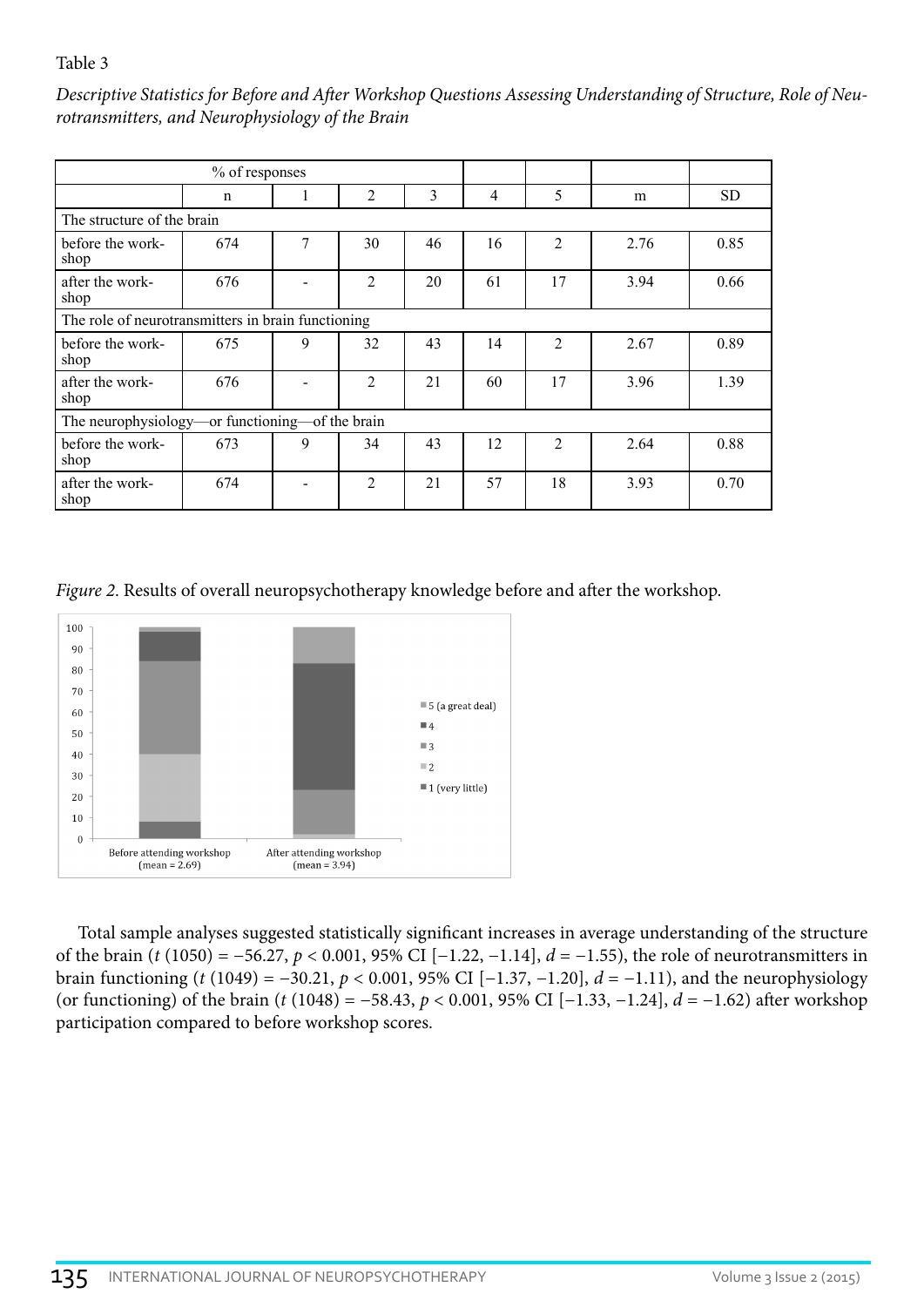Table 3

*Descriptive Statistics for Before and After Workshop Questions Assessing Understanding of Structure, Role of Neurotransmitters, and Neurophysiology of the Brain*

| % of responses | | | | | | | | |
|---|---|---|---|---|---|---|---|---|
| | n | 1 | 2 | 3 | 4 | 5 | m | SD |
| The structure of the brain | | | | | | | | |
| before the workshop | 674 | 7 | 30 | 46 | 16 | 2 | 2.76 | 0.85 |
| after the workshop | 676 | - | 2 | 20 | 61 | 17 | 3.94 | 0.66 |
| The role of neurotransmitters in brain functioning | | | | | | | | |
| before the workshop | 675 | 9 | 32 | 43 | 14 | 2 | 2.67 | 0.89 |
| after the workshop | 676 | - | 2 | 21 | 60 | 17 | 3.96 | 1.39 |
| The neurophysiology—or functioning—of the brain | | | | | | | | |
| before the workshop | 673 | 9 | 34 | 43 | 12 | 2 | 2.64 | 0.88 |
| after the workshop | 674 | - | 2 | 21 | 57 | 18 | 3.93 | 0.70 |

*Figure 2.* Results of overall neuropsychotherapy knowledge before and after the workshop.

Total sample analyses suggested statistically significant increases in average understanding of the structure of the brain ($t$ (1050) = −56.27, $p < 0.001$, 95% CI [−1.22, −1.14], $d = -1.55$), the role of neurotransmitters in brain functioning ($t$ (1049) = −30.21, $p < 0.001$, 95% CI [−1.37, −1.20], $d = -1.11$), and the neurophysiology (or functioning) of the brain ($t$ (1048) = −58.43, $p < 0.001$, 95% CI [−1.33, −1.24], $d = -1.62$) after workshop participation compared to before workshop scores.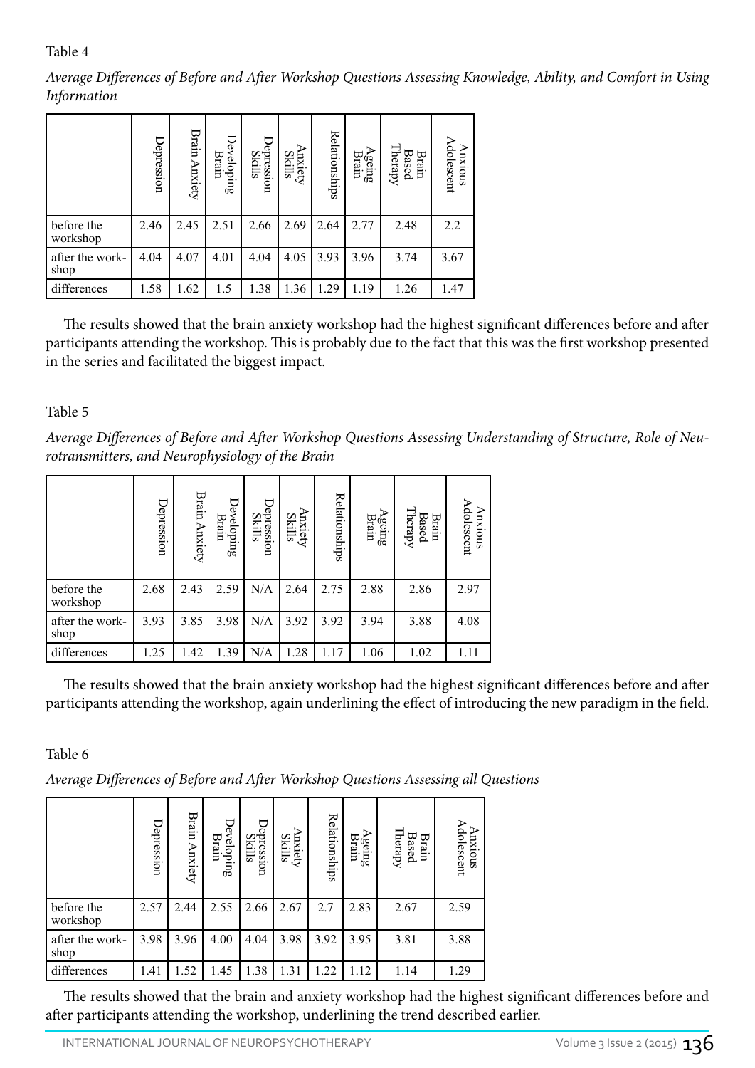Table 4

*Average Differences of Before and After Workshop Questions Assessing Knowledge, Ability, and Comfort in Using Information*

| | Depression | Brain Anxiety | Developing Brain | Depression Skills | Anxiety Skills | Relationships | Ageing Brain | Brain Based Therapy | Anxious Adolescent |
|---|---|---|---|---|---|---|---|---|---|
| before the workshop | 2.46 | 2.45 | 2.51 | 2.66 | 2.69 | 2.64 | 2.77 | 2.48 | 2.2 |
| after the workshop | 4.04 | 4.07 | 4.01 | 4.04 | 4.05 | 3.93 | 3.96 | 3.74 | 3.67 |
| differences | 1.58 | 1.62 | 1.5 | 1.38 | 1.36 | 1.29 | 1.19 | 1.26 | 1.47 |

The results showed that the brain anxiety workshop had the highest significant differences before and after participants attending the workshop. This is probably due to the fact that this was the first workshop presented in the series and facilitated the biggest impact.

Table 5

*Average Differences of Before and After Workshop Questions Assessing Understanding of Structure, Role of Neurotransmitters, and Neurophysiology of the Brain*

| | Depression | Brain Anxiety | Developing Brain | Depression Skills | Anxiety Skills | Relationships | Ageing Brain | Brain Based Therapy | Anxious Adolescent |
|---|---|---|---|---|---|---|---|---|---|
| before the workshop | 2.68 | 2.43 | 2.59 | N/A | 2.64 | 2.75 | 2.88 | 2.86 | 2.97 |
| after the workshop | 3.93 | 3.85 | 3.98 | N/A | 3.92 | 3.92 | 3.94 | 3.88 | 4.08 |
| differences | 1.25 | 1.42 | 1.39 | N/A | 1.28 | 1.17 | 1.06 | 1.02 | 1.11 |

The results showed that the brain anxiety workshop had the highest significant differences before and after participants attending the workshop, again underlining the effect of introducing the new paradigm in the field.

Table 6

*Average Differences of Before and After Workshop Questions Assessing all Questions*

| | Depression | Brain Anxiety | Developing Brain | Depression Skills | Anxiety Skills | Relationships | Ageing Brain | Brain Based Therapy | Anxious Adolescent |
|---|---|---|---|---|---|---|---|---|---|
| before the workshop | 2.57 | 2.44 | 2.55 | 2.66 | 2.67 | 2.7 | 2.83 | 2.67 | 2.59 |
| after the workshop | 3.98 | 3.96 | 4.00 | 4.04 | 3.98 | 3.92 | 3.95 | 3.81 | 3.88 |
| differences | 1.41 | 1.52 | 1.45 | 1.38 | 1.31 | 1.22 | 1.12 | 1.14 | 1.29 |

The results showed that the brain and anxiety workshop had the highest significant differences before and after participants attending the workshop, underlining the trend described earlier.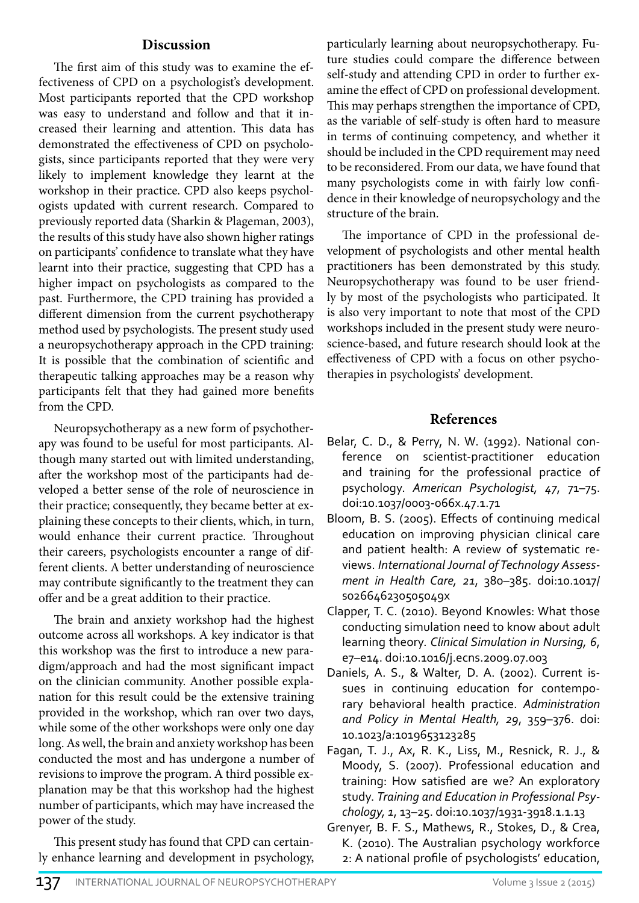## Discussion

The first aim of this study was to examine the effectiveness of CPD on a psychologist's development. Most participants reported that the CPD workshop was easy to understand and follow and that it increased their learning and attention. This data has demonstrated the effectiveness of CPD on psychologists, since participants reported that they were very likely to implement knowledge they learnt at the workshop in their practice. CPD also keeps psychologists updated with current research. Compared to previously reported data (Sharkin & Plageman, 2003), the results of this study have also shown higher ratings on participants' confidence to translate what they have learnt into their practice, suggesting that CPD has a higher impact on psychologists as compared to the past. Furthermore, the CPD training has provided a different dimension from the current psychotherapy method used by psychologists. The present study used a neuropsychotherapy approach in the CPD training: It is possible that the combination of scientific and therapeutic talking approaches may be a reason why participants felt that they had gained more benefits from the CPD.

Neuropsychotherapy as a new form of psychotherapy was found to be useful for most participants. Although many started out with limited understanding, after the workshop most of the participants had developed a better sense of the role of neuroscience in their practice; consequently, they became better at explaining these concepts to their clients, which, in turn, would enhance their current practice. Throughout their careers, psychologists encounter a range of different clients. A better understanding of neuroscience may contribute significantly to the treatment they can offer and be a great addition to their practice.

The brain and anxiety workshop had the highest outcome across all workshops. A key indicator is that this workshop was the first to introduce a new paradigm/approach and had the most significant impact on the clinician community. Another possible explanation for this result could be the extensive training provided in the workshop, which ran over two days, while some of the other workshops were only one day long. As well, the brain and anxiety workshop has been conducted the most and has undergone a number of revisions to improve the program. A third possible explanation may be that this workshop had the highest number of participants, which may have increased the power of the study.

This present study has found that CPD can certainly enhance learning and development in psychology, particularly learning about neuropsychotherapy. Future studies could compare the difference between self-study and attending CPD in order to further examine the effect of CPD on professional development. This may perhaps strengthen the importance of CPD, as the variable of self-study is often hard to measure in terms of continuing competency, and whether it should be included in the CPD requirement may need to be reconsidered. From our data, we have found that many psychologists come in with fairly low confidence in their knowledge of neuropsychology and the structure of the brain.

The importance of CPD in the professional development of psychologists and other mental health practitioners has been demonstrated by this study. Neuropsychotherapy was found to be user friendly by most of the psychologists who participated. It is also very important to note that most of the CPD workshops included in the present study were neuroscience-based, and future research should look at the effectiveness of CPD with a focus on other psychotherapies in psychologists' development.

## References

Belar, C. D., & Perry, N. W. (1992). National conference on scientist-practitioner education and training for the professional practice of psychology. *American Psychologist*, *47*, 71–75. doi:10.1037/0003-066x.47.1.71

Bloom, B. S. (2005). Effects of continuing medical education on improving physician clinical care and patient health: A review of systematic reviews. *International Journal of Technology Assessment in Health Care*, *21*, 380–385. doi:10.1017/s026646230505049x

Clapper, T. C. (2010). Beyond Knowles: What those conducting simulation need to know about adult learning theory. *Clinical Simulation in Nursing*, *6*, e7–e14. doi:10.1016/j.ecns.2009.07.003

Daniels, A. S., & Walter, D. A. (2002). Current issues in continuing education for contemporary behavioral health practice. *Administration and Policy in Mental Health*, *29*, 359–376. doi:10.1023/a:1019653123285

Fagan, T. J., Ax, R. K., Liss, M., Resnick, R. J., & Moody, S. (2007). Professional education and training: How satisfied are we? An exploratory study. *Training and Education in Professional Psychology*, *1*, 13–25. doi:10.1037/1931-3918.1.1.13

Grenyer, B. F. S., Mathews, R., Stokes, D., & Crea, K. (2010). The Australian psychology workforce 2: A national profile of psychologists' education,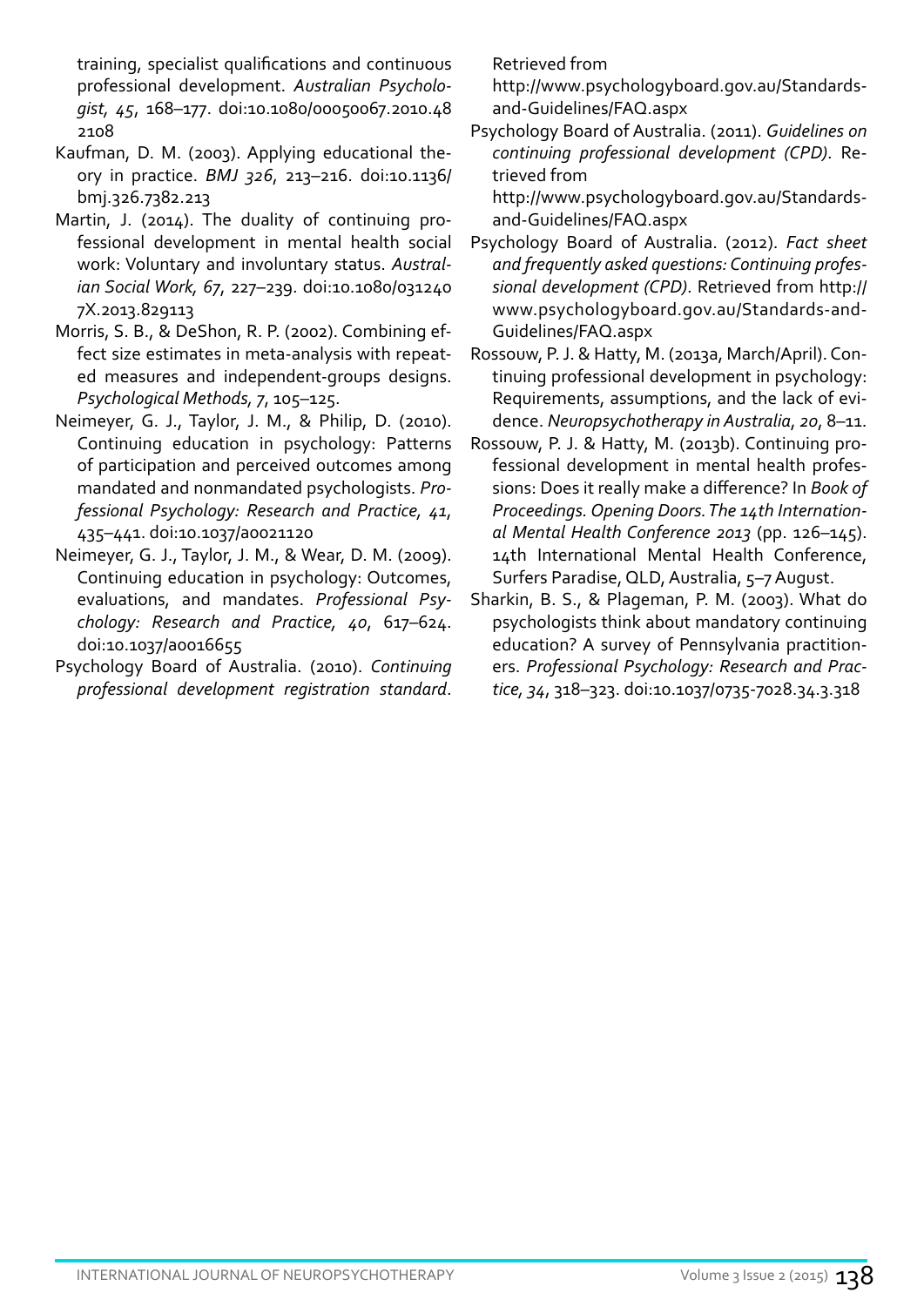training, specialist qualifications and continuous professional development. *Australian Psychologist, 45*, 168–177. doi:10.1080/00050067.2010.482108

Kaufman, D. M. (2003). Applying educational theory in practice. *BMJ 326*, 213–216. doi:10.1136/bmj.326.7382.213

Martin, J. (2014). The duality of continuing professional development in mental health social work: Voluntary and involuntary status. *Australian Social Work, 67*, 227–239. doi:10.1080/0312407X.2013.829113

Morris, S. B., & DeShon, R. P. (2002). Combining effect size estimates in meta-analysis with repeated measures and independent-groups designs. *Psychological Methods, 7*, 105–125.

Neimeyer, G. J., Taylor, J. M., & Philip, D. (2010). Continuing education in psychology: Patterns of participation and perceived outcomes among mandated and nonmandated psychologists. *Professional Psychology: Research and Practice, 41*, 435–441. doi:10.1037/a0021120

Neimeyer, G. J., Taylor, J. M., & Wear, D. M. (2009). Continuing education in psychology: Outcomes, evaluations, and mandates. *Professional Psychology: Research and Practice, 40*, 617–624. doi:10.1037/a0016655

Psychology Board of Australia. (2010). *Continuing professional development registration standard*. Retrieved from http://www.psychologyboard.gov.au/Standards-and-Guidelines/FAQ.aspx

Psychology Board of Australia. (2011). *Guidelines on continuing professional development (CPD)*. Retrieved from http://www.psychologyboard.gov.au/Standards-and-Guidelines/FAQ.aspx

Psychology Board of Australia. (2012). *Fact sheet and frequently asked questions: Continuing professional development (CPD).* Retrieved from http://www.psychologyboard.gov.au/Standards-and-Guidelines/FAQ.aspx

Rossouw, P. J. & Hatty, M. (2013a, March/April). Continuing professional development in psychology: Requirements, assumptions, and the lack of evidence. *Neuropsychotherapy in Australia, 20*, 8–11.

Rossouw, P. J. & Hatty, M. (2013b). Continuing professional development in mental health professions: Does it really make a difference? In *Book of Proceedings. Opening Doors. The 14th International Mental Health Conference 2013* (pp. 126–145). 14th International Mental Health Conference, Surfers Paradise, QLD, Australia, 5–7 August.

Sharkin, B. S., & Plageman, P. M. (2003). What do psychologists think about mandatory continuing education? A survey of Pennsylvania practitioners. *Professional Psychology: Research and Practice, 34*, 318–323. doi:10.1037/0735-7028.34.3.318